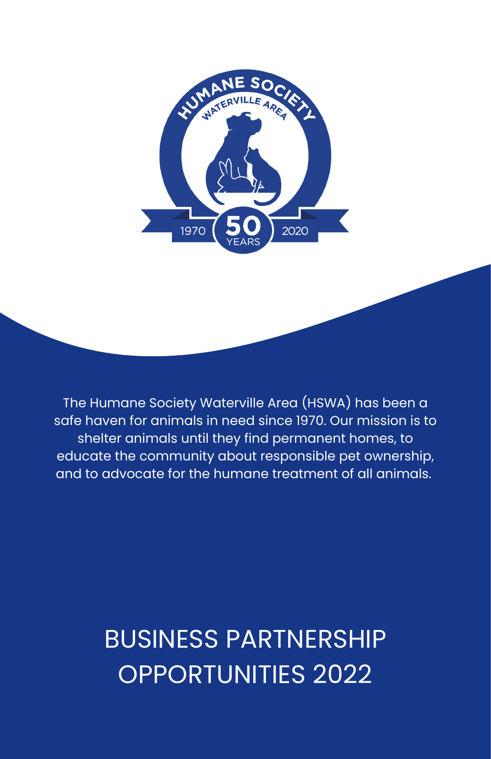HUMANE SOCIETY

WATERVILLE AREA

1970 50 YEARS 2020

The Humane Society Waterville Area (HSWA) has been a safe haven for animals in need since 1970. Our mission is to shelter animals until they find permanent homes, to educate the community about responsible pet ownership, and to advocate for the humane treatment of all animals.

# BUSINESS PARTNERSHIP OPPORTUNITIES 2022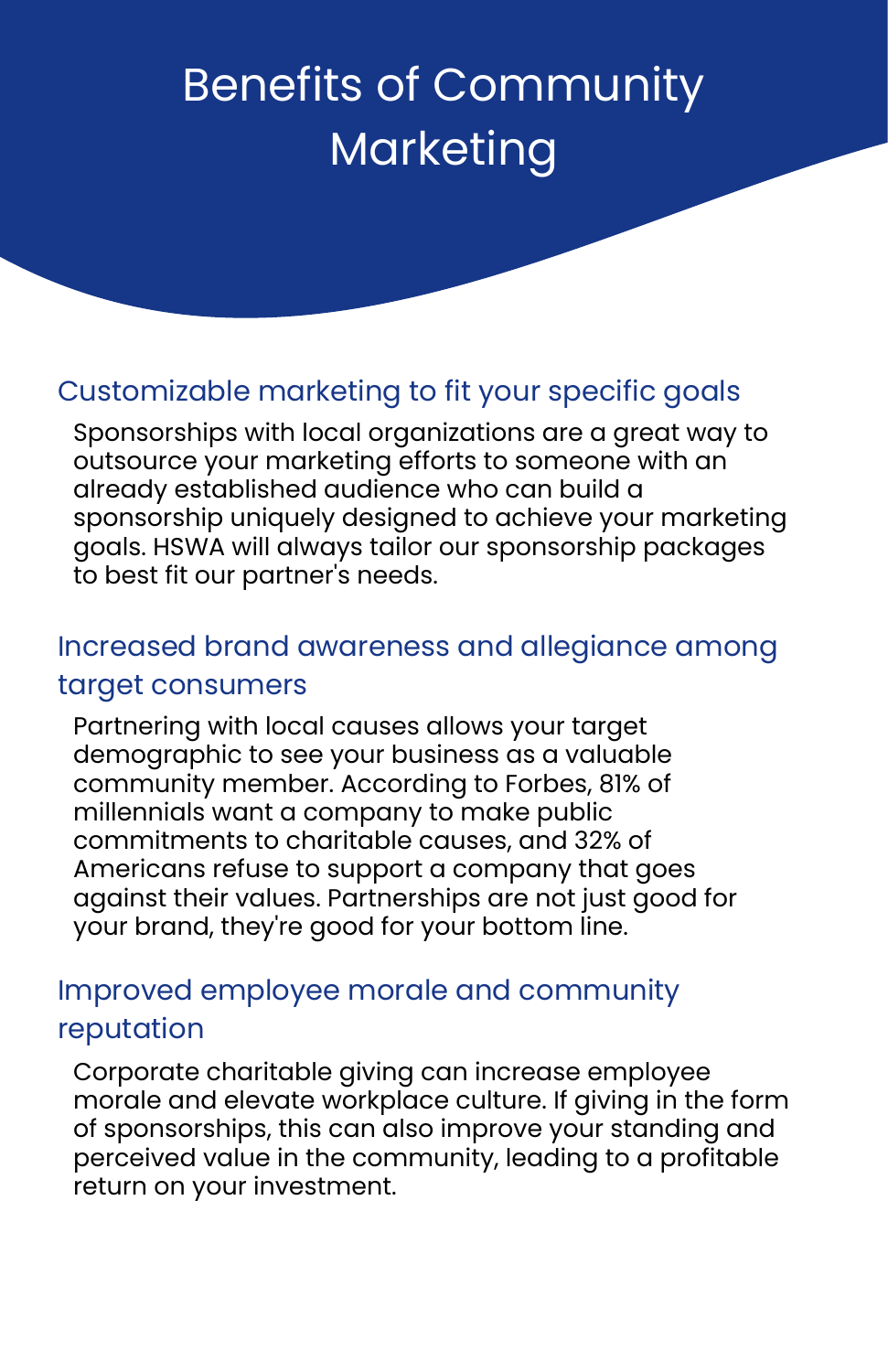# Benefits of Community Marketing

## Customizable marketing to fit your specific goals

Sponsorships with local organizations are a great way to outsource your marketing efforts to someone with an already established audience who can build a sponsorship uniquely designed to achieve your marketing goals. HSWA will always tailor our sponsorship packages to best fit our partner's needs.

## Increased brand awareness and allegiance among target consumers

Partnering with local causes allows your target demographic to see your business as a valuable community member. According to Forbes, 81% of millennials want a company to make public commitments to charitable causes, and 32% of Americans refuse to support a company that goes against their values. Partnerships are not just good for your brand, they're good for your bottom line.

## Improved employee morale and community reputation

Corporate charitable giving can increase employee morale and elevate workplace culture. If giving in the form of sponsorships, this can also improve your standing and perceived value in the community, leading to a profitable return on your investment.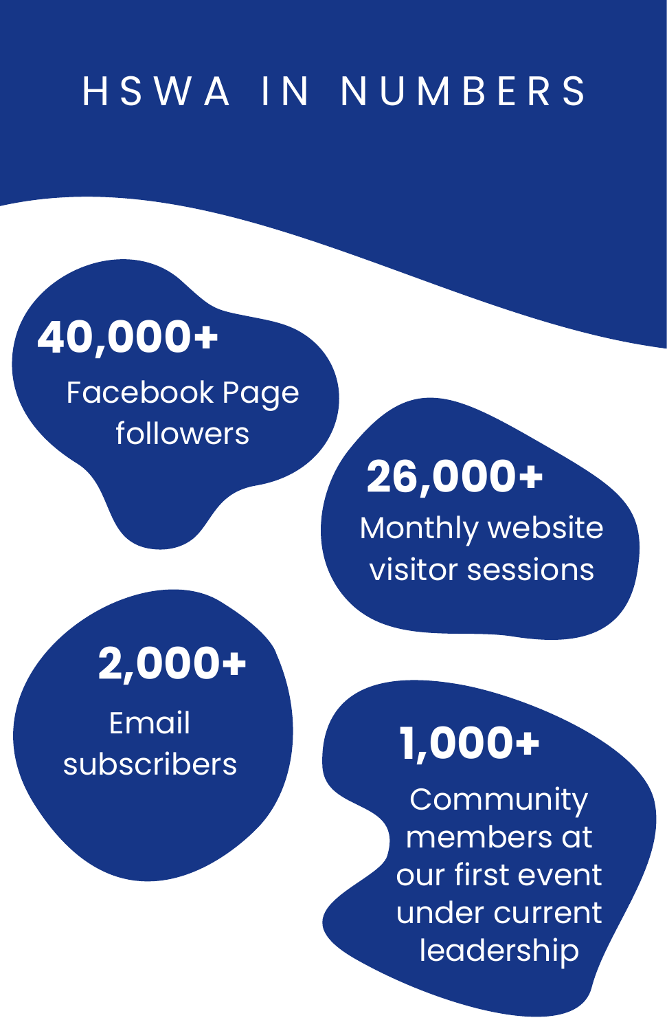# HSWA IN NUMBERS

**40,000+**
Facebook Page followers

**26,000+**
Monthly website visitor sessions

**2,000+**
Email subscribers

**1,000+**
Community members at our first event under current leadership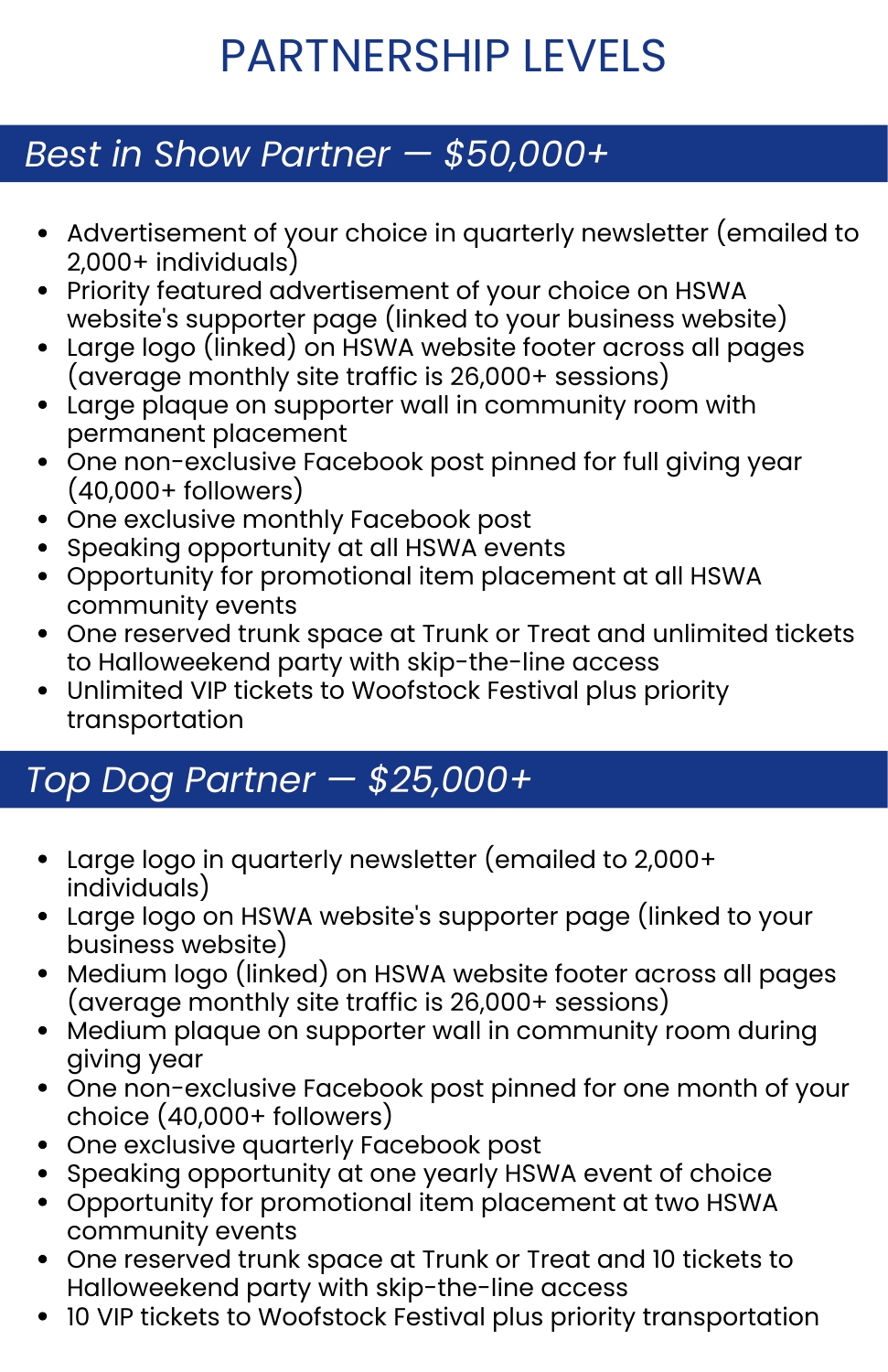# PARTNERSHIP LEVELS

## *Best in Show Partner — $50,000+*

- Advertisement of your choice in quarterly newsletter (emailed to 2,000+ individuals)
- Priority featured advertisement of your choice on HSWA website's supporter page (linked to your business website)
- Large logo (linked) on HSWA website footer across all pages (average monthly site traffic is 26,000+ sessions)
- Large plaque on supporter wall in community room with permanent placement
- One non-exclusive Facebook post pinned for full giving year (40,000+ followers)
- One exclusive monthly Facebook post
- Speaking opportunity at all HSWA events
- Opportunity for promotional item placement at all HSWA community events
- One reserved trunk space at Trunk or Treat and unlimited tickets to Halloweekend party with skip-the-line access
- Unlimited VIP tickets to Woofstock Festival plus priority transportation

## *Top Dog Partner — $25,000+*

- Large logo in quarterly newsletter (emailed to 2,000+ individuals)
- Large logo on HSWA website's supporter page (linked to your business website)
- Medium logo (linked) on HSWA website footer across all pages (average monthly site traffic is 26,000+ sessions)
- Medium plaque on supporter wall in community room during giving year
- One non-exclusive Facebook post pinned for one month of your choice (40,000+ followers)
- One exclusive quarterly Facebook post
- Speaking opportunity at one yearly HSWA event of choice
- Opportunity for promotional item placement at two HSWA community events
- One reserved trunk space at Trunk or Treat and 10 tickets to Halloweekend party with skip-the-line access
- 10 VIP tickets to Woofstock Festival plus priority transportation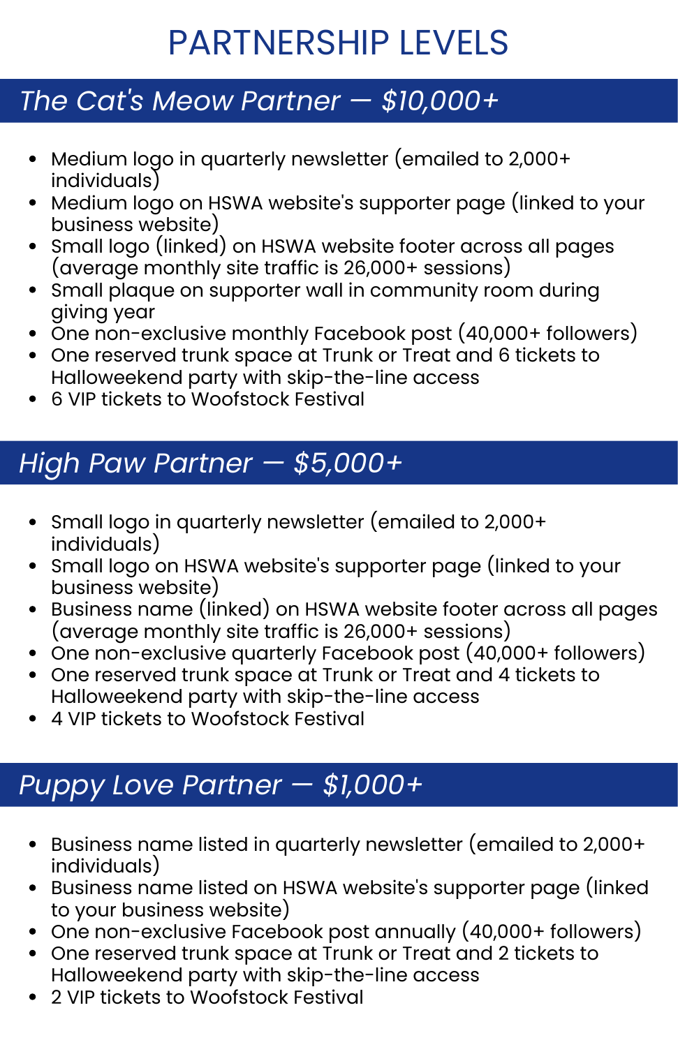# PARTNERSHIP LEVELS

## *The Cat's Meow Partner — $10,000+*

- Medium logo in quarterly newsletter (emailed to 2,000+ individuals)
- Medium logo on HSWA website's supporter page (linked to your business website)
- Small logo (linked) on HSWA website footer across all pages (average monthly site traffic is 26,000+ sessions)
- Small plaque on supporter wall in community room during giving year
- One non-exclusive monthly Facebook post (40,000+ followers)
- One reserved trunk space at Trunk or Treat and 6 tickets to Halloweekend party with skip-the-line access
- 6 VIP tickets to Woofstock Festival

## *High Paw Partner — $5,000+*

- Small logo in quarterly newsletter (emailed to 2,000+ individuals)
- Small logo on HSWA website's supporter page (linked to your business website)
- Business name (linked) on HSWA website footer across all pages (average monthly site traffic is 26,000+ sessions)
- One non-exclusive quarterly Facebook post (40,000+ followers)
- One reserved trunk space at Trunk or Treat and 4 tickets to Halloweekend party with skip-the-line access
- 4 VIP tickets to Woofstock Festival

## *Puppy Love Partner — $1,000+*

- Business name listed in quarterly newsletter (emailed to 2,000+ individuals)
- Business name listed on HSWA website's supporter page (linked to your business website)
- One non-exclusive Facebook post annually (40,000+ followers)
- One reserved trunk space at Trunk or Treat and 2 tickets to Halloweekend party with skip-the-line access
- 2 VIP tickets to Woofstock Festival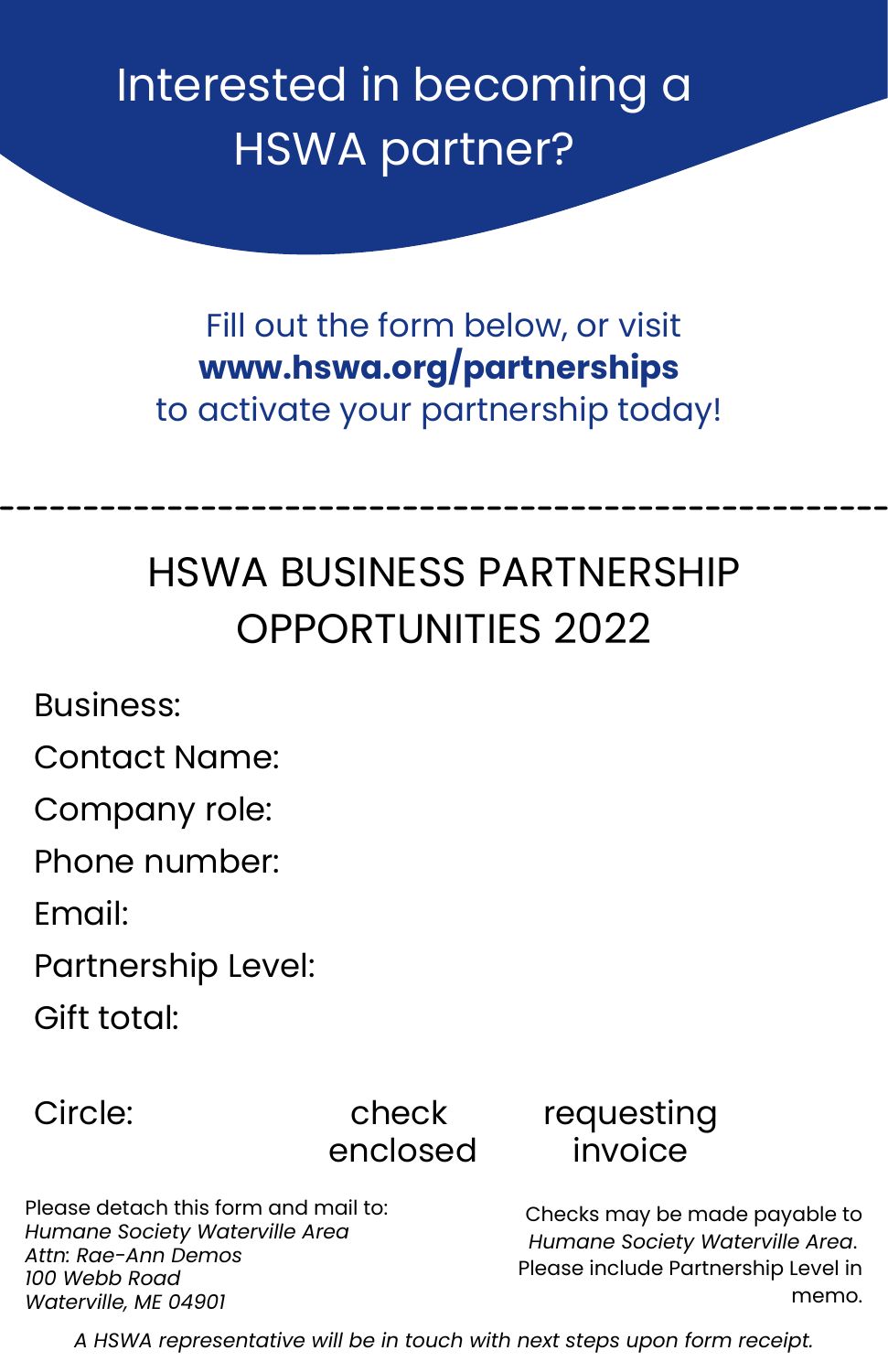# Interested in becoming a HSWA partner?

Fill out the form below, or visit **www.hswa.org/partnerships** to activate your partnership today!

---

## HSWA BUSINESS PARTNERSHIP OPPORTUNITIES 2022

Business:

Contact Name:

Company role:

Phone number:

Email:

Partnership Level:

Gift total:

Circle: check enclosed requesting invoice

Please detach this form and mail to:
*Humane Society Waterville Area*
*Attn: Rae-Ann Demos*
*100 Webb Road*
*Waterville, ME 04901*

Checks may be made payable to *Humane Society Waterville Area*. Please include Partnership Level in memo.

*A HSWA representative will be in touch with next steps upon form receipt.*